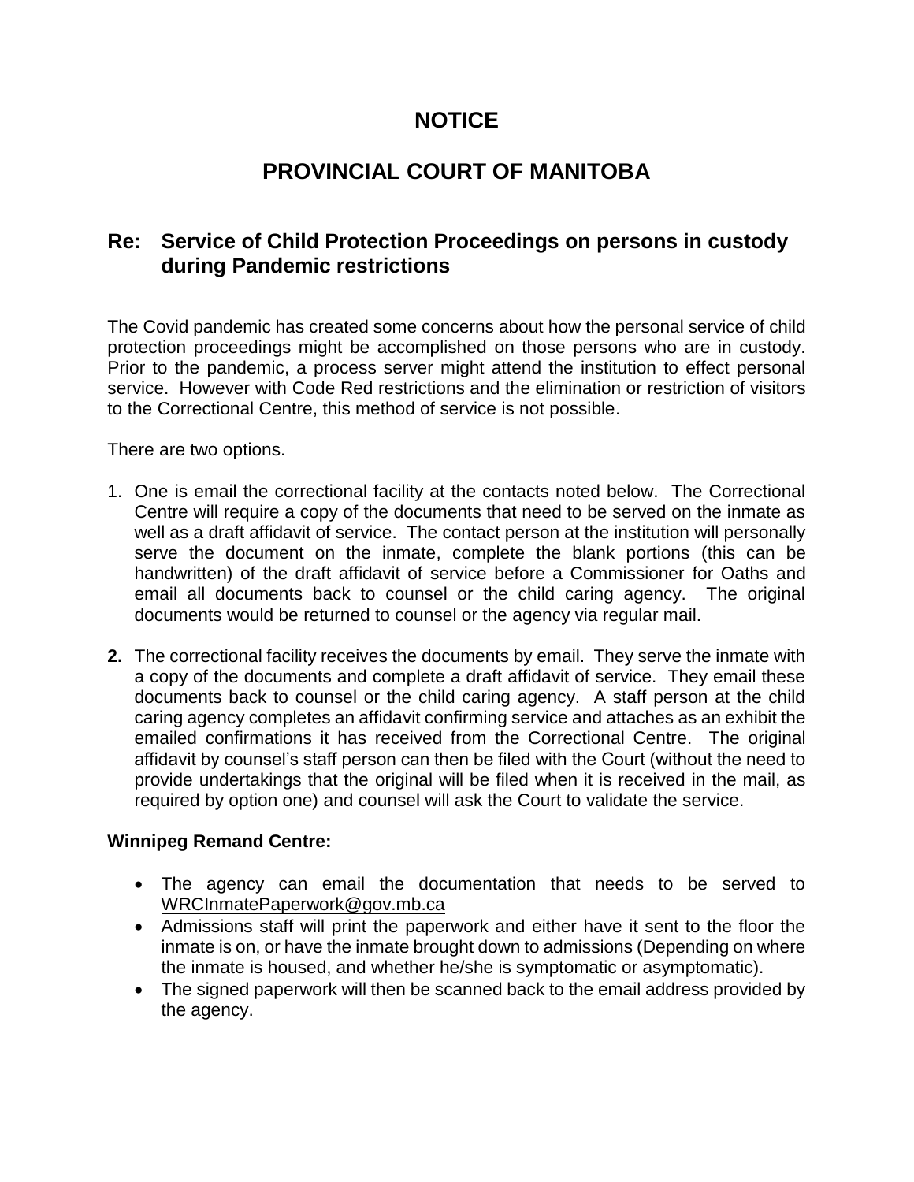# NOTICE

# PROVINCIAL COURT OF MANITOBA

## Re: Service of Child Protection Proceedings on persons in custody during Pandemic restrictions

The Covid pandemic has created some concerns about how the personal service of child protection proceedings might be accomplished on those persons who are in custody. Prior to the pandemic, a process server might attend the institution to effect personal service. However with Code Red restrictions and the elimination or restriction of visitors to the Correctional Centre, this method of service is not possible.

There are two options.

1. One is email the correctional facility at the contacts noted below. The Correctional Centre will require a copy of the documents that need to be served on the inmate as well as a draft affidavit of service. The contact person at the institution will personally serve the document on the inmate, complete the blank portions (this can be handwritten) of the draft affidavit of service before a Commissioner for Oaths and email all documents back to counsel or the child caring agency. The original documents would be returned to counsel or the agency via regular mail.

2. The correctional facility receives the documents by email. They serve the inmate with a copy of the documents and complete a draft affidavit of service. They email these documents back to counsel or the child caring agency. A staff person at the child caring agency completes an affidavit confirming service and attaches as an exhibit the emailed confirmations it has received from the Correctional Centre. The original affidavit by counsel's staff person can then be filed with the Court (without the need to provide undertakings that the original will be filed when it is received in the mail, as required by option one) and counsel will ask the Court to validate the service.

**Winnipeg Remand Centre:**

- The agency can email the documentation that needs to be served to WRCInmatePaperwork@gov.mb.ca
- Admissions staff will print the paperwork and either have it sent to the floor the inmate is on, or have the inmate brought down to admissions (Depending on where the inmate is housed, and whether he/she is symptomatic or asymptomatic).
- The signed paperwork will then be scanned back to the email address provided by the agency.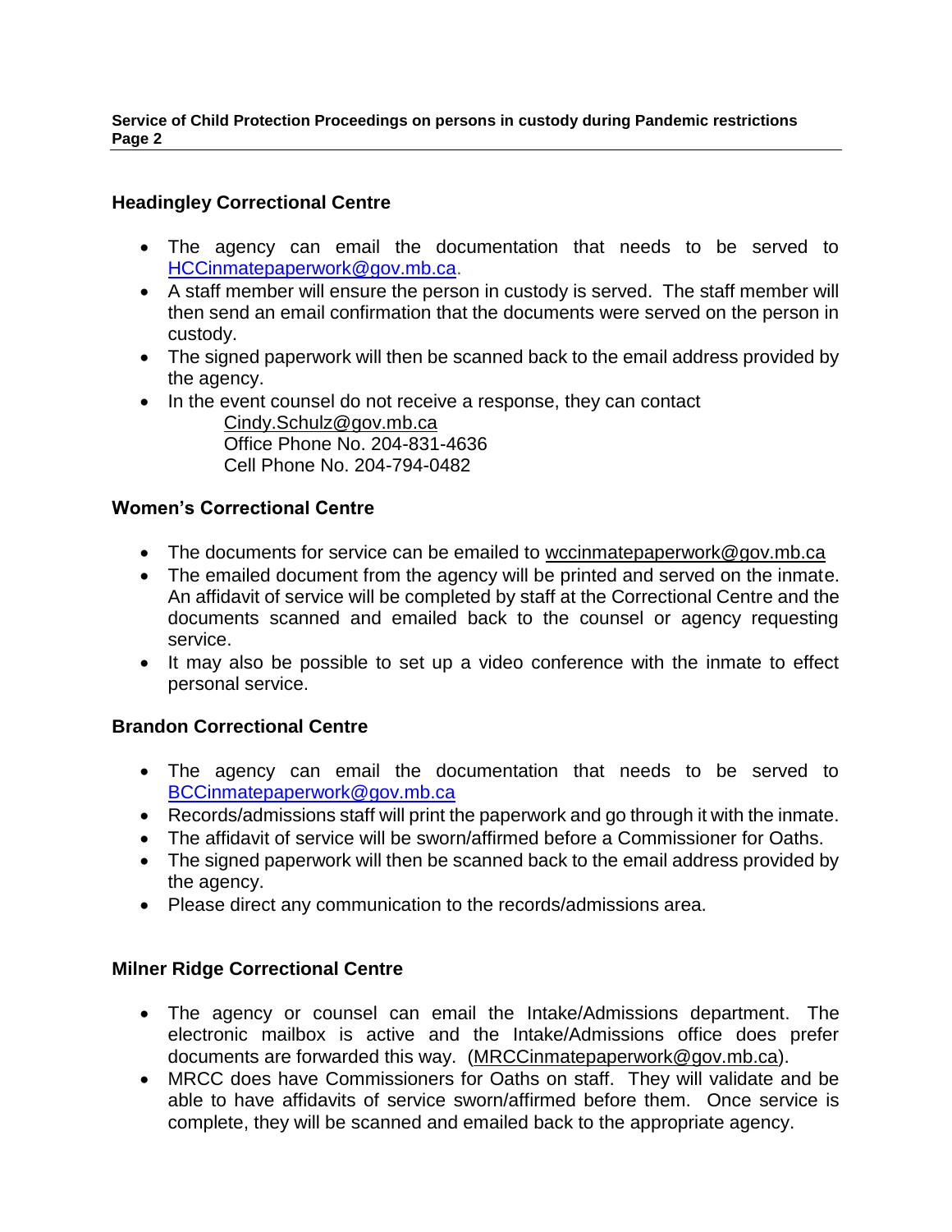## Headingley Correctional Centre

- The agency can email the documentation that needs to be served to HCCinmatepaperwork@gov.mb.ca.
- A staff member will ensure the person in custody is served. The staff member will then send an email confirmation that the documents were served on the person in custody.
- The signed paperwork will then be scanned back to the email address provided by the agency.
- In the event counsel do not receive a response, they can contact
  Cindy.Schulz@gov.mb.ca
  Office Phone No. 204-831-4636
  Cell Phone No. 204-794-0482

## Women's Correctional Centre

- The documents for service can be emailed to wccinmatepaperwork@gov.mb.ca
- The emailed document from the agency will be printed and served on the inmate. An affidavit of service will be completed by staff at the Correctional Centre and the documents scanned and emailed back to the counsel or agency requesting service.
- It may also be possible to set up a video conference with the inmate to effect personal service.

## Brandon Correctional Centre

- The agency can email the documentation that needs to be served to BCCinmatepaperwork@gov.mb.ca
- Records/admissions staff will print the paperwork and go through it with the inmate.
- The affidavit of service will be sworn/affirmed before a Commissioner for Oaths.
- The signed paperwork will then be scanned back to the email address provided by the agency.
- Please direct any communication to the records/admissions area.

## Milner Ridge Correctional Centre

- The agency or counsel can email the Intake/Admissions department. The electronic mailbox is active and the Intake/Admissions office does prefer documents are forwarded this way. (MRCCinmatepaperwork@gov.mb.ca).
- MRCC does have Commissioners for Oaths on staff. They will validate and be able to have affidavits of service sworn/affirmed before them. Once service is complete, they will be scanned and emailed back to the appropriate agency.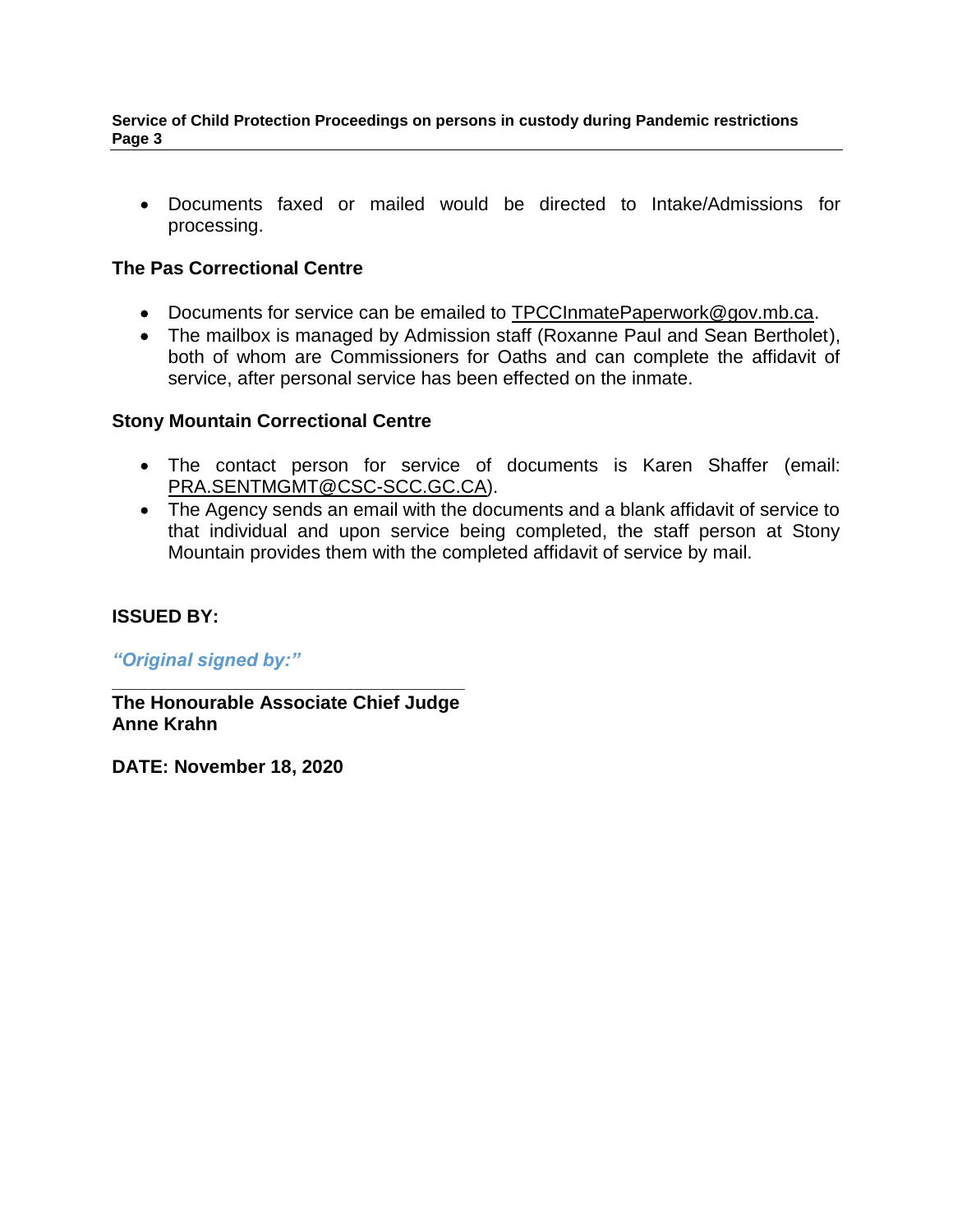- Documents faxed or mailed would be directed to Intake/Admissions for processing.

### The Pas Correctional Centre

- Documents for service can be emailed to TPCCInmatePaperwork@gov.mb.ca.
- The mailbox is managed by Admission staff (Roxanne Paul and Sean Bertholet), both of whom are Commissioners for Oaths and can complete the affidavit of service, after personal service has been effected on the inmate.

### Stony Mountain Correctional Centre

- The contact person for service of documents is Karen Shaffer (email: PRA.SENTMGMT@CSC-SCC.GC.CA).
- The Agency sends an email with the documents and a blank affidavit of service to that individual and upon service being completed, the staff person at Stony Mountain provides them with the completed affidavit of service by mail.

**ISSUED BY:**

***"Original signed by:"***

___________________________________

**The Honourable Associate Chief Judge**
**Anne Krahn**

**DATE: November 18, 2020**